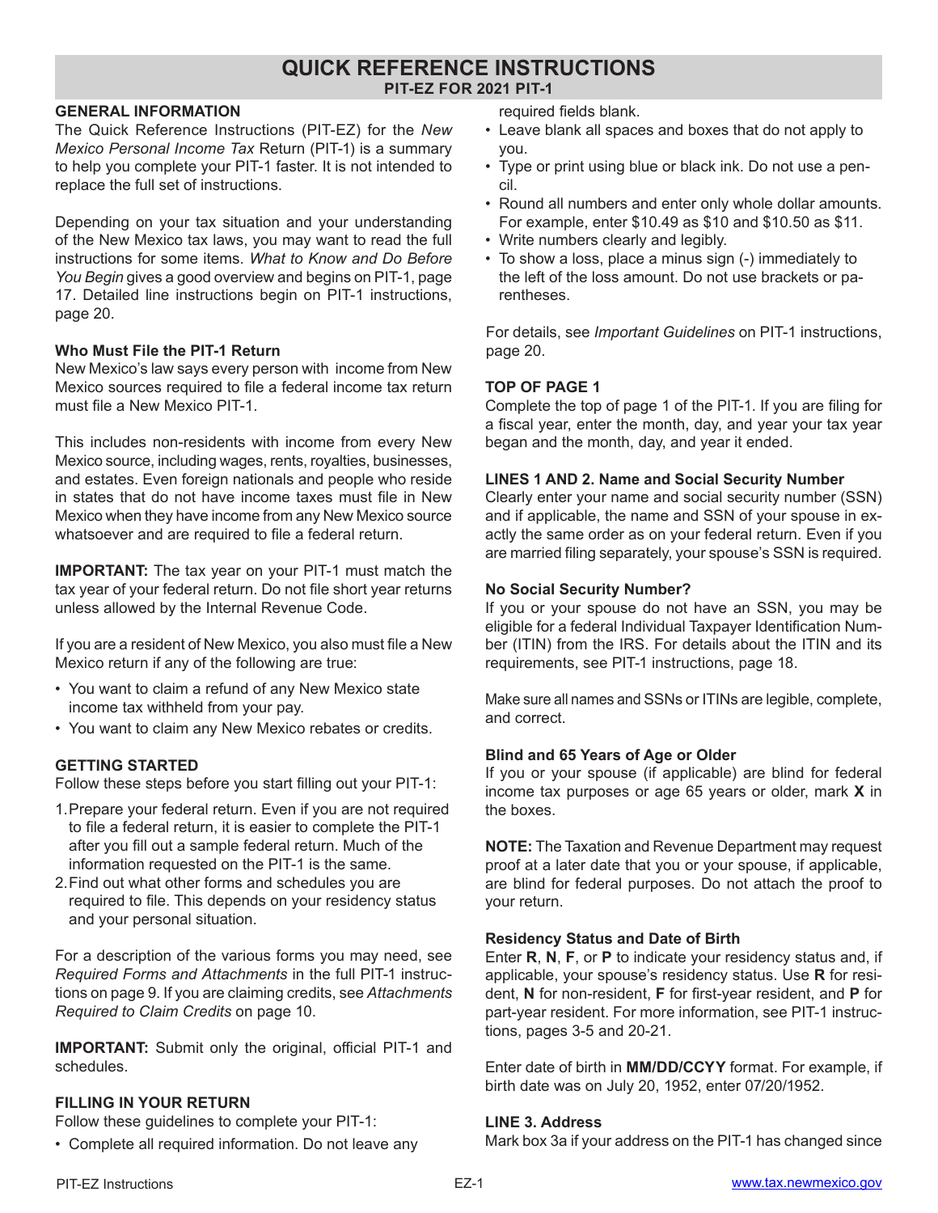# QUICK REFERENCE INSTRUCTIONS

## PIT-EZ FOR 2021 PIT-1

### GENERAL INFORMATION

The Quick Reference Instructions (PIT-EZ) for the *New Mexico Personal Income Tax* Return (PIT-1) is a summary to help you complete your PIT-1 faster. It is not intended to replace the full set of instructions.

Depending on your tax situation and your understanding of the New Mexico tax laws, you may want to read the full instructions for some items. *What to Know and Do Before You Begin* gives a good overview and begins on PIT-1, page 17. Detailed line instructions begin on PIT-1 instructions, page 20.

**Who Must File the PIT-1 Return**

New Mexico's law says every person with income from New Mexico sources required to file a federal income tax return must file a New Mexico PIT-1.

This includes non-residents with income from every New Mexico source, including wages, rents, royalties, businesses, and estates. Even foreign nationals and people who reside in states that do not have income taxes must file in New Mexico when they have income from any New Mexico source whatsoever and are required to file a federal return.

**IMPORTANT:** The tax year on your PIT-1 must match the tax year of your federal return. Do not file short year returns unless allowed by the Internal Revenue Code.

If you are a resident of New Mexico, you also must file a New Mexico return if any of the following are true:

- You want to claim a refund of any New Mexico state income tax withheld from your pay.
- You want to claim any New Mexico rebates or credits.

### GETTING STARTED

Follow these steps before you start filling out your PIT-1:

1. Prepare your federal return. Even if you are not required to file a federal return, it is easier to complete the PIT-1 after you fill out a sample federal return. Much of the information requested on the PIT-1 is the same.
2. Find out what other forms and schedules you are required to file. This depends on your residency status and your personal situation.

For a description of the various forms you may need, see *Required Forms and Attachments* in the full PIT-1 instructions on page 9. If you are claiming credits, see *Attachments Required to Claim Credits* on page 10.

**IMPORTANT:** Submit only the original, official PIT-1 and schedules.

### FILLING IN YOUR RETURN

Follow these guidelines to complete your PIT-1:

- Complete all required information. Do not leave any required fields blank.
- Leave blank all spaces and boxes that do not apply to you.
- Type or print using blue or black ink. Do not use a pencil.
- Round all numbers and enter only whole dollar amounts. For example, enter $10.49 as $10 and $10.50 as $11.
- Write numbers clearly and legibly.
- To show a loss, place a minus sign (-) immediately to the left of the loss amount. Do not use brackets or parentheses.

For details, see *Important Guidelines* on PIT-1 instructions, page 20.

### TOP OF PAGE 1

Complete the top of page 1 of the PIT-1. If you are filing for a fiscal year, enter the month, day, and year your tax year began and the month, day, and year it ended.

### LINES 1 AND 2. Name and Social Security Number

Clearly enter your name and social security number (SSN) and if applicable, the name and SSN of your spouse in exactly the same order as on your federal return. Even if you are married filing separately, your spouse's SSN is required.

**No Social Security Number?**

If you or your spouse do not have an SSN, you may be eligible for a federal Individual Taxpayer Identification Number (ITIN) from the IRS. For details about the ITIN and its requirements, see PIT-1 instructions, page 18.

Make sure all names and SSNs or ITINs are legible, complete, and correct.

**Blind and 65 Years of Age or Older**

If you or your spouse (if applicable) are blind for federal income tax purposes or age 65 years or older, mark **X** in the boxes.

**NOTE:** The Taxation and Revenue Department may request proof at a later date that you or your spouse, if applicable, are blind for federal purposes. Do not attach the proof to your return.

**Residency Status and Date of Birth**

Enter **R**, **N**, **F**, or **P** to indicate your residency status and, if applicable, your spouse's residency status. Use **R** for resident, **N** for non-resident, **F** for first-year resident, and **P** for part-year resident. For more information, see PIT-1 instructions, pages 3-5 and 20-21.

Enter date of birth in **MM/DD/CCYY** format. For example, if birth date was on July 20, 1952, enter 07/20/1952.

### LINE 3. Address

Mark box 3a if your address on the PIT-1 has changed since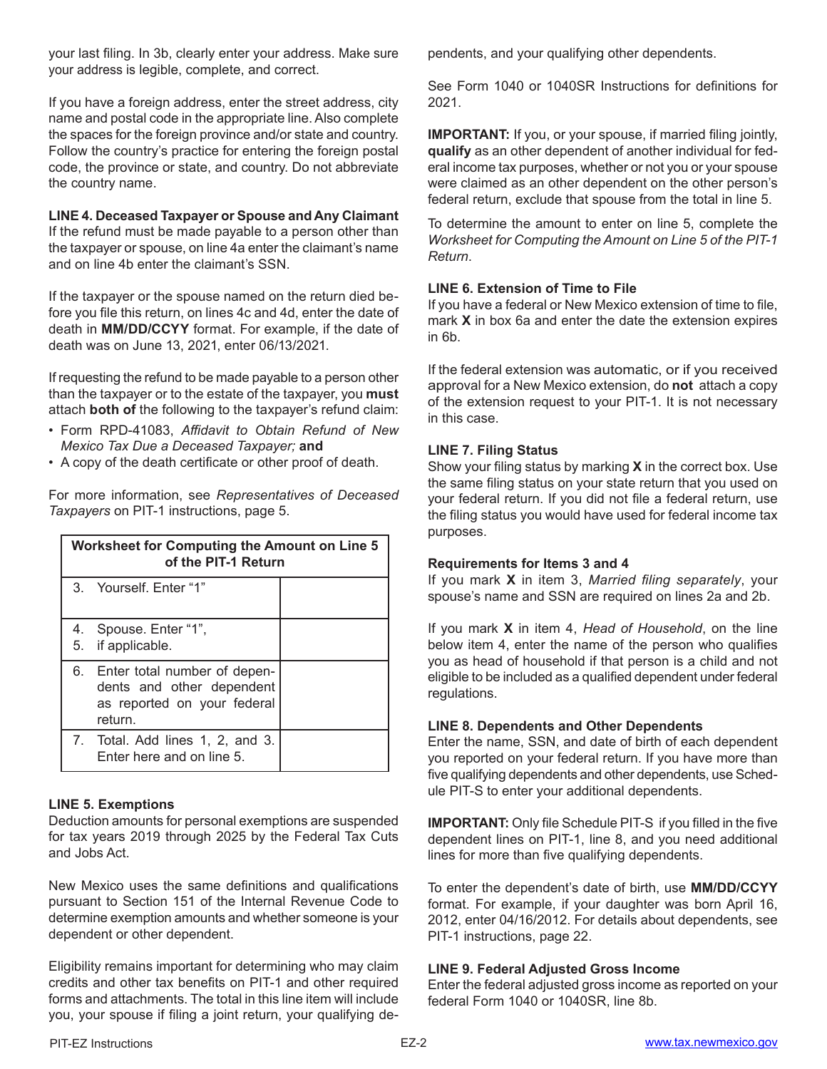your last filing. In 3b, clearly enter your address. Make sure your address is legible, complete, and correct.

If you have a foreign address, enter the street address, city name and postal code in the appropriate line. Also complete the spaces for the foreign province and/or state and country. Follow the country's practice for entering the foreign postal code, the province or state, and country. Do not abbreviate the country name.

**LINE 4. Deceased Taxpayer or Spouse and Any Claimant**
If the refund must be made payable to a person other than the taxpayer or spouse, on line 4a enter the claimant's name and on line 4b enter the claimant's SSN.

If the taxpayer or the spouse named on the return died before you file this return, on lines 4c and 4d, enter the date of death in **MM/DD/CCYY** format. For example, if the date of death was on June 13, 2021, enter 06/13/2021.

If requesting the refund to be made payable to a person other than the taxpayer or to the estate of the taxpayer, you **must** attach **both of** the following to the taxpayer's refund claim:

- Form RPD-41083, *Affidavit to Obtain Refund of New Mexico Tax Due a Deceased Taxpayer;* **and**
- A copy of the death certificate or other proof of death.

For more information, see *Representatives of Deceased Taxpayers* on PIT-1 instructions, page 5.

| Worksheet for Computing the Amount on Line 5 of the PIT-1 Return | |
|---|---|
| 3. Yourself. Enter "1" | |
| 4. Spouse. Enter "1", 5. if applicable. | |
| 6. Enter total number of dependents and other dependent as reported on your federal return. | |
| 7. Total. Add lines 1, 2, and 3. Enter here and on line 5. | |

**LINE 5. Exemptions**
Deduction amounts for personal exemptions are suspended for tax years 2019 through 2025 by the Federal Tax Cuts and Jobs Act.

New Mexico uses the same definitions and qualifications pursuant to Section 151 of the Internal Revenue Code to determine exemption amounts and whether someone is your dependent or other dependent.

Eligibility remains important for determining who may claim credits and other tax benefits on PIT-1 and other required forms and attachments. The total in this line item will include you, your spouse if filing a joint return, your qualifying dependents, and your qualifying other dependents.

See Form 1040 or 1040SR Instructions for definitions for 2021.

**IMPORTANT:** If you, or your spouse, if married filing jointly, **qualify** as an other dependent of another individual for federal income tax purposes, whether or not you or your spouse were claimed as an other dependent on the other person's federal return, exclude that spouse from the total in line 5.

To determine the amount to enter on line 5, complete the *Worksheet for Computing the Amount on Line 5 of the PIT-1 Return*.

**LINE 6. Extension of Time to File**
If you have a federal or New Mexico extension of time to file, mark **X** in box 6a and enter the date the extension expires in 6b.

If the federal extension was automatic, or if you received approval for a New Mexico extension, do **not** attach a copy of the extension request to your PIT-1. It is not necessary in this case.

**LINE 7. Filing Status**
Show your filing status by marking **X** in the correct box. Use the same filing status on your state return that you used on your federal return. If you did not file a federal return, use the filing status you would have used for federal income tax purposes.

**Requirements for Items 3 and 4**
If you mark **X** in item 3, *Married filing separately*, your spouse's name and SSN are required on lines 2a and 2b.

If you mark **X** in item 4, *Head of Household*, on the line below item 4, enter the name of the person who qualifies you as head of household if that person is a child and not eligible to be included as a qualified dependent under federal regulations.

**LINE 8. Dependents and Other Dependents**
Enter the name, SSN, and date of birth of each dependent you reported on your federal return. If you have more than five qualifying dependents and other dependents, use Schedule PIT-S to enter your additional dependents.

**IMPORTANT:** Only file Schedule PIT-S if you filled in the five dependent lines on PIT-1, line 8, and you need additional lines for more than five qualifying dependents.

To enter the dependent's date of birth, use **MM/DD/CCYY** format. For example, if your daughter was born April 16, 2012, enter 04/16/2012. For details about dependents, see PIT-1 instructions, page 22.

**LINE 9. Federal Adjusted Gross Income**
Enter the federal adjusted gross income as reported on your federal Form 1040 or 1040SR, line 8b.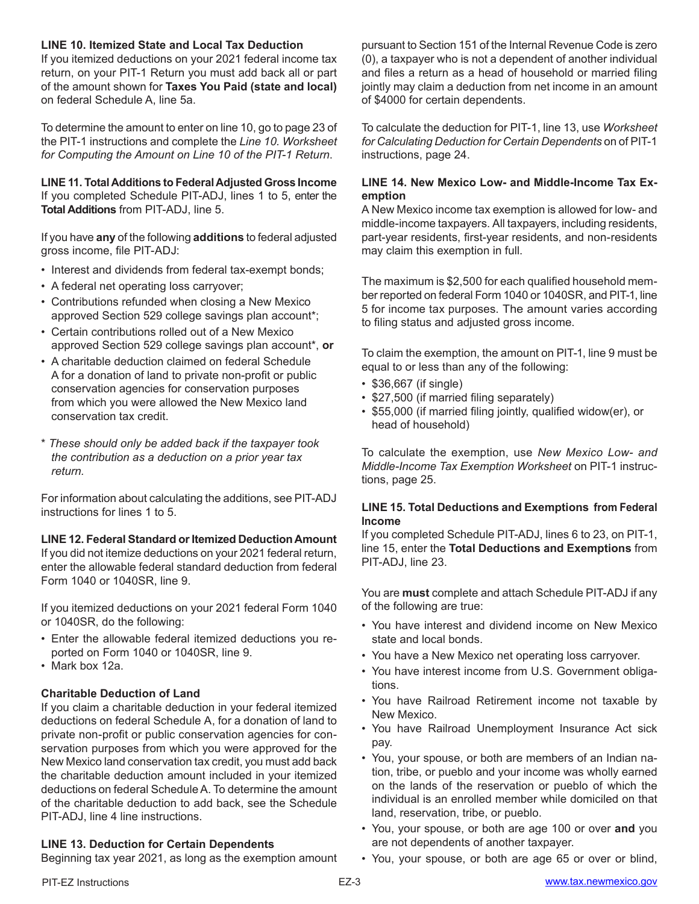### LINE 10. Itemized State and Local Tax Deduction

If you itemized deductions on your 2021 federal income tax return, on your PIT-1 Return you must add back all or part of the amount shown for **Taxes You Paid (state and local)** on federal Schedule A, line 5a.

To determine the amount to enter on line 10, go to page 23 of the PIT-1 instructions and complete the *Line 10. Worksheet for Computing the Amount on Line 10 of the PIT-1 Return*.

### LINE 11. Total Additions to Federal Adjusted Gross Income

If you completed Schedule PIT-ADJ, lines 1 to 5, enter the **Total Additions** from PIT-ADJ, line 5.

If you have **any** of the following **additions** to federal adjusted gross income, file PIT-ADJ:

- Interest and dividends from federal tax-exempt bonds;
- A federal net operating loss carryover;
- Contributions refunded when closing a New Mexico approved Section 529 college savings plan account*;
- Certain contributions rolled out of a New Mexico approved Section 529 college savings plan account*, **or**
- A charitable deduction claimed on federal Schedule A for a donation of land to private non-profit or public conservation agencies for conservation purposes from which you were allowed the New Mexico land conservation tax credit.

\* *These should only be added back if the taxpayer took the contribution as a deduction on a prior year tax return.*

For information about calculating the additions, see PIT-ADJ instructions for lines 1 to 5.

### LINE 12. Federal Standard or Itemized Deduction Amount

If you did not itemize deductions on your 2021 federal return, enter the allowable federal standard deduction from federal Form 1040 or 1040SR, line 9.

If you itemized deductions on your 2021 federal Form 1040 or 1040SR, do the following:

- Enter the allowable federal itemized deductions you reported on Form 1040 or 1040SR, line 9.
- Mark box 12a.

#### Charitable Deduction of Land

If you claim a charitable deduction in your federal itemized deductions on federal Schedule A, for a donation of land to private non-profit or public conservation agencies for conservation purposes from which you were approved for the New Mexico land conservation tax credit, you must add back the charitable deduction amount included in your itemized deductions on federal Schedule A. To determine the amount of the charitable deduction to add back, see the Schedule PIT-ADJ, line 4 line instructions.

### LINE 13. Deduction for Certain Dependents

Beginning tax year 2021, as long as the exemption amount pursuant to Section 151 of the Internal Revenue Code is zero (0), a taxpayer who is not a dependent of another individual and files a return as a head of household or married filing jointly may claim a deduction from net income in an amount of $4000 for certain dependents.

To calculate the deduction for PIT-1, line 13, use *Worksheet for Calculating Deduction for Certain Dependents* on of PIT-1 instructions, page 24.

### LINE 14. New Mexico Low- and Middle-Income Tax Exemption

A New Mexico income tax exemption is allowed for low- and middle-income taxpayers. All taxpayers, including residents, part-year residents, first-year residents, and non-residents may claim this exemption in full.

The maximum is $2,500 for each qualified household member reported on federal Form 1040 or 1040SR, and PIT-1, line 5 for income tax purposes. The amount varies according to filing status and adjusted gross income.

To claim the exemption, the amount on PIT-1, line 9 must be equal to or less than any of the following:

- $36,667 (if single)
- $27,500 (if married filing separately)
- $55,000 (if married filing jointly, qualified widow(er), or head of household)

To calculate the exemption, use *New Mexico Low- and Middle-Income Tax Exemption Worksheet* on PIT-1 instructions, page 25.

### LINE 15. Total Deductions and Exemptions from Federal Income

If you completed Schedule PIT-ADJ, lines 6 to 23, on PIT-1, line 15, enter the **Total Deductions and Exemptions** from PIT-ADJ, line 23.

You are **must** complete and attach Schedule PIT-ADJ if any of the following are true:

- You have interest and dividend income on New Mexico state and local bonds.
- You have a New Mexico net operating loss carryover.
- You have interest income from U.S. Government obligations.
- You have Railroad Retirement income not taxable by New Mexico.
- You have Railroad Unemployment Insurance Act sick pay.
- You, your spouse, or both are members of an Indian nation, tribe, or pueblo and your income was wholly earned on the lands of the reservation or pueblo of which the individual is an enrolled member while domiciled on that land, reservation, tribe, or pueblo.
- You, your spouse, or both are age 100 or over **and** you are not dependents of another taxpayer.
- You, your spouse, or both are age 65 or over or blind,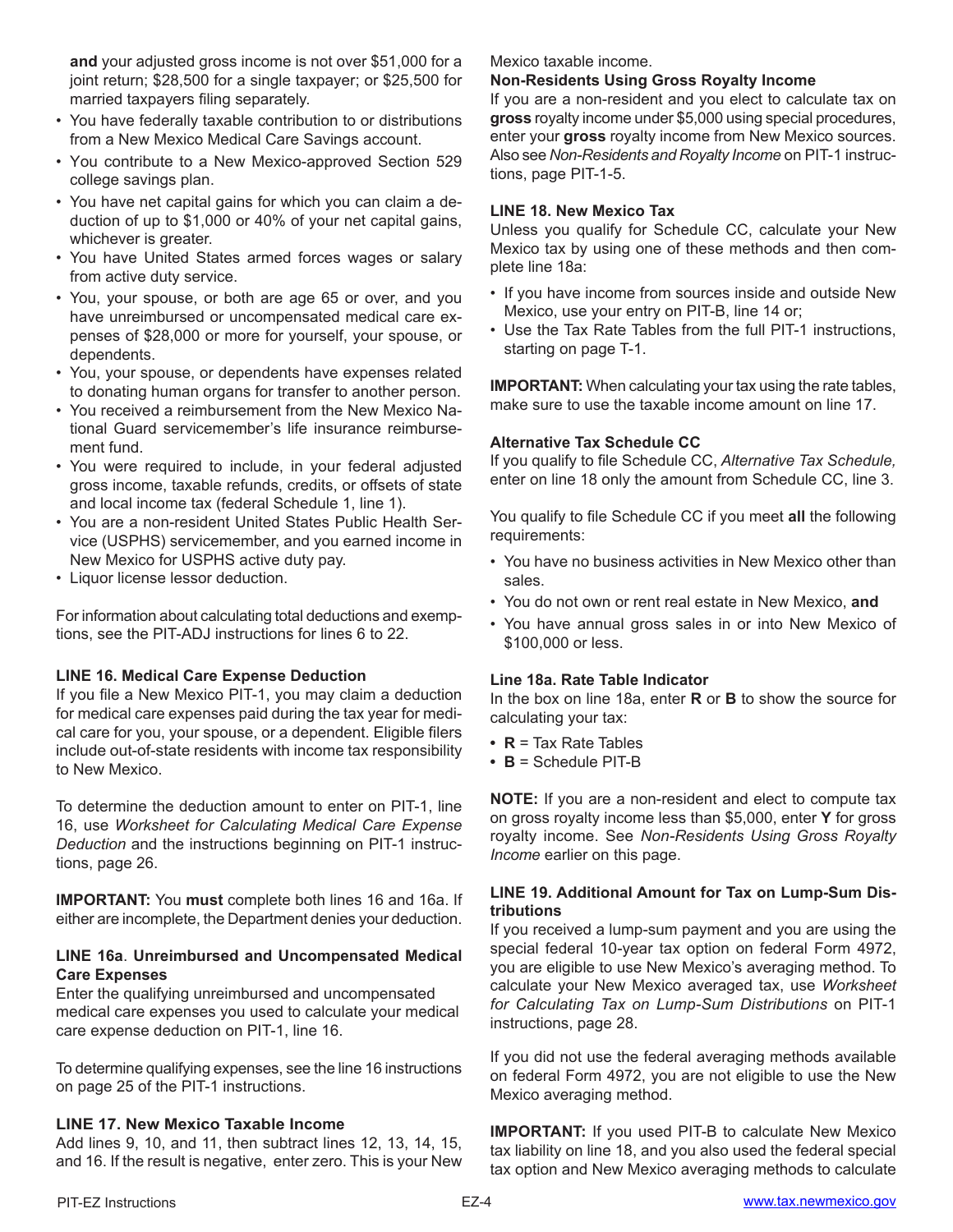**and** your adjusted gross income is not over $51,000 for a joint return; $28,500 for a single taxpayer; or $25,500 for married taxpayers filing separately.

- You have federally taxable contribution to or distributions from a New Mexico Medical Care Savings account.
- You contribute to a New Mexico-approved Section 529 college savings plan.
- You have net capital gains for which you can claim a deduction of up to $1,000 or 40% of your net capital gains, whichever is greater.
- You have United States armed forces wages or salary from active duty service.
- You, your spouse, or both are age 65 or over, and you have unreimbursed or uncompensated medical care expenses of $28,000 or more for yourself, your spouse, or dependents.
- You, your spouse, or dependents have expenses related to donating human organs for transfer to another person.
- You received a reimbursement from the New Mexico National Guard servicemember's life insurance reimbursement fund.
- You were required to include, in your federal adjusted gross income, taxable refunds, credits, or offsets of state and local income tax (federal Schedule 1, line 1).
- You are a non-resident United States Public Health Service (USPHS) servicemember, and you earned income in New Mexico for USPHS active duty pay.
- Liquor license lessor deduction.

For information about calculating total deductions and exemptions, see the PIT-ADJ instructions for lines 6 to 22.

### LINE 16. Medical Care Expense Deduction

If you file a New Mexico PIT-1, you may claim a deduction for medical care expenses paid during the tax year for medical care for you, your spouse, or a dependent. Eligible filers include out-of-state residents with income tax responsibility to New Mexico.

To determine the deduction amount to enter on PIT-1, line 16, use *Worksheet for Calculating Medical Care Expense Deduction* and the instructions beginning on PIT-1 instructions, page 26.

**IMPORTANT:** You **must** complete both lines 16 and 16a. If either are incomplete, the Department denies your deduction.

### LINE 16a. Unreimbursed and Uncompensated Medical Care Expenses

Enter the qualifying unreimbursed and uncompensated medical care expenses you used to calculate your medical care expense deduction on PIT-1, line 16.

To determine qualifying expenses, see the line 16 instructions on page 25 of the PIT-1 instructions.

### LINE 17. New Mexico Taxable Income

Add lines 9, 10, and 11, then subtract lines 12, 13, 14, 15, and 16. If the result is negative, enter zero. This is your New Mexico taxable income.

**Non-Residents Using Gross Royalty Income**

If you are a non-resident and you elect to calculate tax on **gross** royalty income under $5,000 using special procedures, enter your **gross** royalty income from New Mexico sources. Also see *Non-Residents and Royalty Income* on PIT-1 instructions, page PIT-1-5.

### LINE 18. New Mexico Tax

Unless you qualify for Schedule CC, calculate your New Mexico tax by using one of these methods and then complete line 18a:

- If you have income from sources inside and outside New Mexico, use your entry on PIT-B, line 14 or;
- Use the Tax Rate Tables from the full PIT-1 instructions, starting on page T-1.

**IMPORTANT:** When calculating your tax using the rate tables, make sure to use the taxable income amount on line 17.

**Alternative Tax Schedule CC**

If you qualify to file Schedule CC, *Alternative Tax Schedule,* enter on line 18 only the amount from Schedule CC, line 3.

You qualify to file Schedule CC if you meet **all** the following requirements:

- You have no business activities in New Mexico other than sales.
- You do not own or rent real estate in New Mexico, **and**
- You have annual gross sales in or into New Mexico of $100,000 or less.

### Line 18a. Rate Table Indicator

In the box on line 18a, enter **R** or **B** to show the source for calculating your tax:

- **R** = Tax Rate Tables
- **B** = Schedule PIT-B

**NOTE:** If you are a non-resident and elect to compute tax on gross royalty income less than $5,000, enter **Y** for gross royalty income. See *Non-Residents Using Gross Royalty Income* earlier on this page.

### LINE 19. Additional Amount for Tax on Lump-Sum Distributions

If you received a lump-sum payment and you are using the special federal 10-year tax option on federal Form 4972, you are eligible to use New Mexico's averaging method. To calculate your New Mexico averaged tax, use *Worksheet for Calculating Tax on Lump-Sum Distributions* on PIT-1 instructions, page 28.

If you did not use the federal averaging methods available on federal Form 4972, you are not eligible to use the New Mexico averaging method.

**IMPORTANT:** If you used PIT-B to calculate New Mexico tax liability on line 18, and you also used the federal special tax option and New Mexico averaging methods to calculate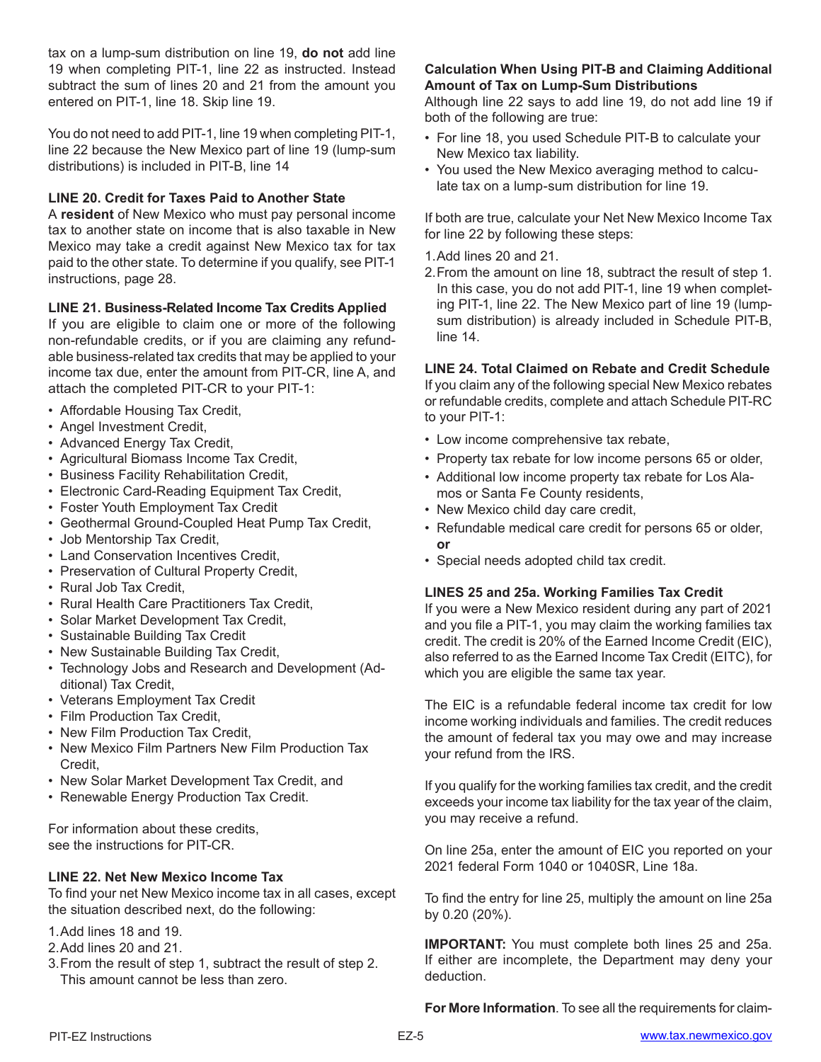tax on a lump-sum distribution on line 19, **do not** add line 19 when completing PIT-1, line 22 as instructed. Instead subtract the sum of lines 20 and 21 from the amount you entered on PIT-1, line 18. Skip line 19.

You do not need to add PIT-1, line 19 when completing PIT-1, line 22 because the New Mexico part of line 19 (lump-sum distributions) is included in PIT-B, line 14

### LINE 20. Credit for Taxes Paid to Another State

A **resident** of New Mexico who must pay personal income tax to another state on income that is also taxable in New Mexico may take a credit against New Mexico tax for tax paid to the other state. To determine if you qualify, see PIT-1 instructions, page 28.

### LINE 21. Business-Related Income Tax Credits Applied

If you are eligible to claim one or more of the following non-refundable credits, or if you are claiming any refundable business-related tax credits that may be applied to your income tax due, enter the amount from PIT-CR, line A, and attach the completed PIT-CR to your PIT-1:

- Affordable Housing Tax Credit,
- Angel Investment Credit,
- Advanced Energy Tax Credit,
- Agricultural Biomass Income Tax Credit,
- Business Facility Rehabilitation Credit,
- Electronic Card-Reading Equipment Tax Credit,
- Foster Youth Employment Tax Credit
- Geothermal Ground-Coupled Heat Pump Tax Credit,
- Job Mentorship Tax Credit,
- Land Conservation Incentives Credit,
- Preservation of Cultural Property Credit,
- Rural Job Tax Credit,
- Rural Health Care Practitioners Tax Credit,
- Solar Market Development Tax Credit,
- Sustainable Building Tax Credit
- New Sustainable Building Tax Credit,
- Technology Jobs and Research and Development (Additional) Tax Credit,
- Veterans Employment Tax Credit
- Film Production Tax Credit,
- New Film Production Tax Credit,
- New Mexico Film Partners New Film Production Tax Credit,
- New Solar Market Development Tax Credit, and
- Renewable Energy Production Tax Credit.

For information about these credits,
see the instructions for PIT-CR.

### LINE 22. Net New Mexico Income Tax

To find your net New Mexico income tax in all cases, except the situation described next, do the following:

1. Add lines 18 and 19.
2. Add lines 20 and 21.
3. From the result of step 1, subtract the result of step 2. This amount cannot be less than zero.

### Calculation When Using PIT-B and Claiming Additional Amount of Tax on Lump-Sum Distributions

Although line 22 says to add line 19, do not add line 19 if both of the following are true:

- For line 18, you used Schedule PIT-B to calculate your New Mexico tax liability.
- You used the New Mexico averaging method to calculate tax on a lump-sum distribution for line 19.

If both are true, calculate your Net New Mexico Income Tax for line 22 by following these steps:

1. Add lines 20 and 21.
2. From the amount on line 18, subtract the result of step 1. In this case, you do not add PIT-1, line 19 when completing PIT-1, line 22. The New Mexico part of line 19 (lump-sum distribution) is already included in Schedule PIT-B, line 14.

### LINE 24. Total Claimed on Rebate and Credit Schedule

If you claim any of the following special New Mexico rebates or refundable credits, complete and attach Schedule PIT-RC to your PIT-1:

- Low income comprehensive tax rebate,
- Property tax rebate for low income persons 65 or older,
- Additional low income property tax rebate for Los Alamos or Santa Fe County residents,
- New Mexico child day care credit,
- Refundable medical care credit for persons 65 or older, **or**
- Special needs adopted child tax credit.

### LINES 25 and 25a. Working Families Tax Credit

If you were a New Mexico resident during any part of 2021 and you file a PIT-1, you may claim the working families tax credit. The credit is 20% of the Earned Income Credit (EIC), also referred to as the Earned Income Tax Credit (EITC), for which you are eligible the same tax year.

The EIC is a refundable federal income tax credit for low income working individuals and families. The credit reduces the amount of federal tax you may owe and may increase your refund from the IRS.

If you qualify for the working families tax credit, and the credit exceeds your income tax liability for the tax year of the claim, you may receive a refund.

On line 25a, enter the amount of EIC you reported on your 2021 federal Form 1040 or 1040SR, Line 18a.

To find the entry for line 25, multiply the amount on line 25a by 0.20 (20%).

**IMPORTANT:** You must complete both lines 25 and 25a. If either are incomplete, the Department may deny your deduction.

**For More Information**. To see all the requirements for claim-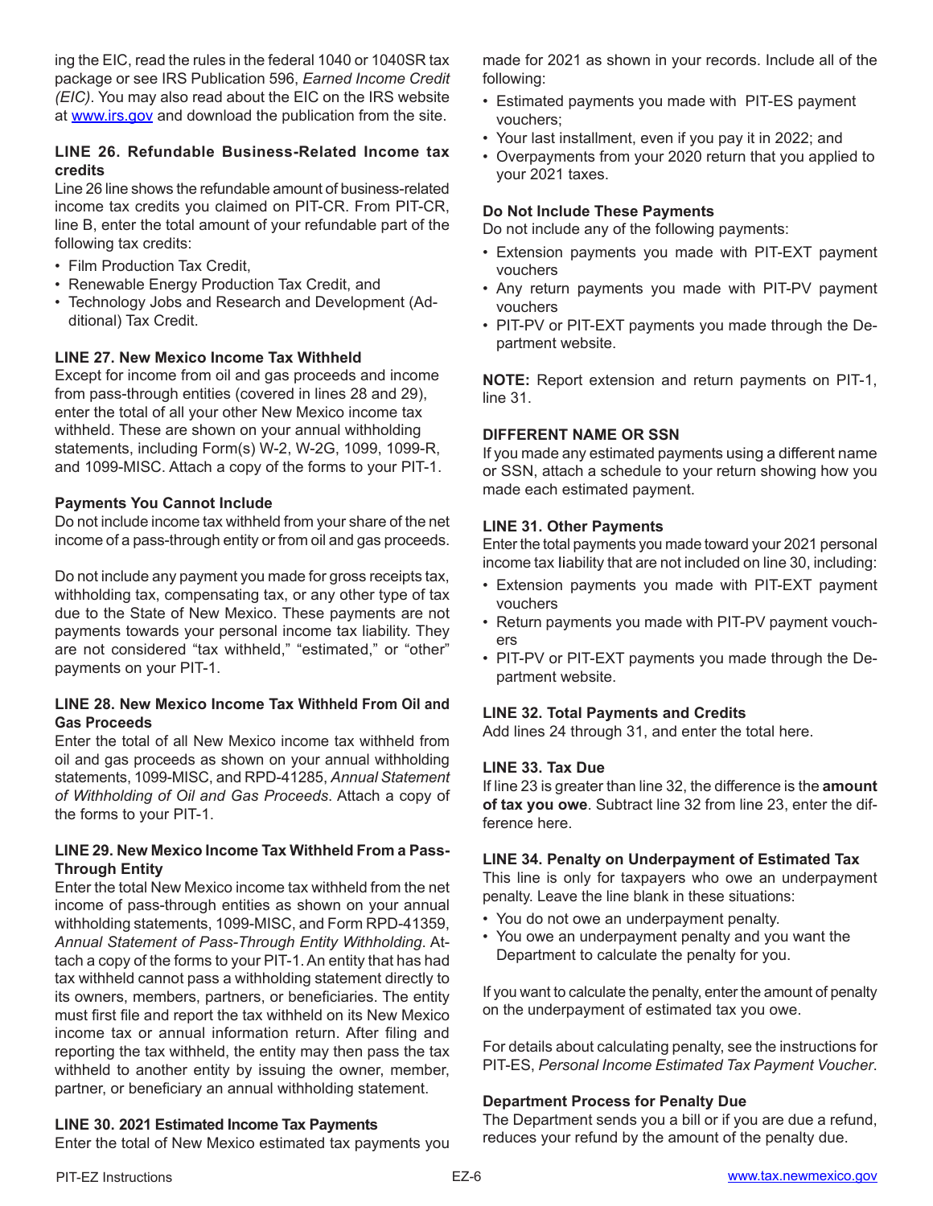ing the EIC, read the rules in the federal 1040 or 1040SR tax package or see IRS Publication 596, *Earned Income Credit (EIC)*. You may also read about the EIC on the IRS website at www.irs.gov and download the publication from the site.

### LINE 26. Refundable Business-Related Income tax credits

Line 26 line shows the refundable amount of business-related income tax credits you claimed on PIT-CR. From PIT-CR, line B, enter the total amount of your refundable part of the following tax credits:

- Film Production Tax Credit,
- Renewable Energy Production Tax Credit, and
- Technology Jobs and Research and Development (Additional) Tax Credit.

### LINE 27. New Mexico Income Tax Withheld

Except for income from oil and gas proceeds and income from pass-through entities (covered in lines 28 and 29), enter the total of all your other New Mexico income tax withheld. These are shown on your annual withholding statements, including Form(s) W-2, W-2G, 1099, 1099-R, and 1099-MISC. Attach a copy of the forms to your PIT-1.

### Payments You Cannot Include

Do not include income tax withheld from your share of the net income of a pass-through entity or from oil and gas proceeds.

Do not include any payment you made for gross receipts tax, withholding tax, compensating tax, or any other type of tax due to the State of New Mexico. These payments are not payments towards your personal income tax liability. They are not considered "tax withheld," "estimated," or "other" payments on your PIT-1.

### LINE 28. New Mexico Income Tax Withheld From Oil and Gas Proceeds

Enter the total of all New Mexico income tax withheld from oil and gas proceeds as shown on your annual withholding statements, 1099-MISC, and RPD-41285, *Annual Statement of Withholding of Oil and Gas Proceeds*. Attach a copy of the forms to your PIT-1.

### LINE 29. New Mexico Income Tax Withheld From a Pass-Through Entity

Enter the total New Mexico income tax withheld from the net income of pass-through entities as shown on your annual withholding statements, 1099-MISC, and Form RPD-41359, *Annual Statement of Pass-Through Entity Withholding*. Attach a copy of the forms to your PIT-1. An entity that has had tax withheld cannot pass a withholding statement directly to its owners, members, partners, or beneficiaries. The entity must first file and report the tax withheld on its New Mexico income tax or annual information return. After filing and reporting the tax withheld, the entity may then pass the tax withheld to another entity by issuing the owner, member, partner, or beneficiary an annual withholding statement.

### LINE 30. 2021 Estimated Income Tax Payments

Enter the total of New Mexico estimated tax payments you made for 2021 as shown in your records. Include all of the following:

- Estimated payments you made with PIT-ES payment vouchers;
- Your last installment, even if you pay it in 2022; and
- Overpayments from your 2020 return that you applied to your 2021 taxes.

### Do Not Include These Payments

Do not include any of the following payments:

- Extension payments you made with PIT-EXT payment vouchers
- Any return payments you made with PIT-PV payment vouchers
- PIT-PV or PIT-EXT payments you made through the Department website.

**NOTE:** Report extension and return payments on PIT-1, line 31.

### DIFFERENT NAME OR SSN

If you made any estimated payments using a different name or SSN, attach a schedule to your return showing how you made each estimated payment.

### LINE 31. Other Payments

Enter the total payments you made toward your 2021 personal income tax liability that are not included on line 30, including:

- Extension payments you made with PIT-EXT payment vouchers
- Return payments you made with PIT-PV payment vouchers
- PIT-PV or PIT-EXT payments you made through the Department website.

### LINE 32. Total Payments and Credits

Add lines 24 through 31, and enter the total here.

### LINE 33. Tax Due

If line 23 is greater than line 32, the difference is the **amount of tax you owe**. Subtract line 32 from line 23, enter the difference here.

### LINE 34. Penalty on Underpayment of Estimated Tax

This line is only for taxpayers who owe an underpayment penalty. Leave the line blank in these situations:

- You do not owe an underpayment penalty.
- You owe an underpayment penalty and you want the Department to calculate the penalty for you.

If you want to calculate the penalty, enter the amount of penalty on the underpayment of estimated tax you owe.

For details about calculating penalty, see the instructions for PIT-ES, *Personal Income Estimated Tax Payment Voucher*.

### Department Process for Penalty Due

The Department sends you a bill or if you are due a refund, reduces your refund by the amount of the penalty due.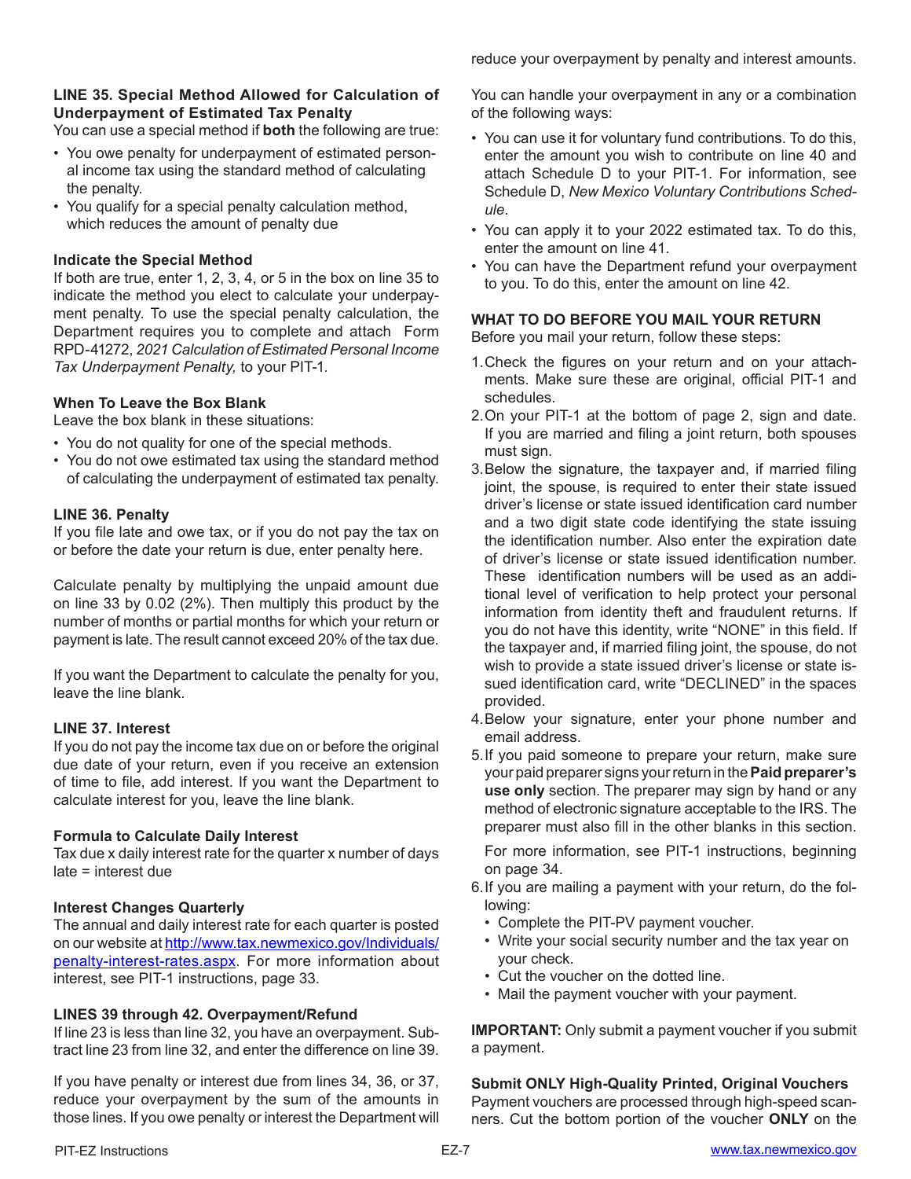reduce your overpayment by penalty and interest amounts.

**LINE 35. Special Method Allowed for Calculation of Underpayment of Estimated Tax Penalty**

You can use a special method if **both** the following are true:

- You owe penalty for underpayment of estimated personal income tax using the standard method of calculating the penalty.
- You qualify for a special penalty calculation method, which reduces the amount of penalty due

**Indicate the Special Method**

If both are true, enter 1, 2, 3, 4, or 5 in the box on line 35 to indicate the method you elect to calculate your underpayment penalty. To use the special penalty calculation, the Department requires you to complete and attach Form RPD-41272, *2021 Calculation of Estimated Personal Income Tax Underpayment Penalty,* to your PIT-1.

**When To Leave the Box Blank**

Leave the box blank in these situations:

- You do not quality for one of the special methods.
- You do not owe estimated tax using the standard method of calculating the underpayment of estimated tax penalty.

**LINE 36. Penalty**

If you file late and owe tax, or if you do not pay the tax on or before the date your return is due, enter penalty here.

Calculate penalty by multiplying the unpaid amount due on line 33 by 0.02 (2%). Then multiply this product by the number of months or partial months for which your return or payment is late. The result cannot exceed 20% of the tax due.

If you want the Department to calculate the penalty for you, leave the line blank.

**LINE 37. Interest**

If you do not pay the income tax due on or before the original due date of your return, even if you receive an extension of time to file, add interest. If you want the Department to calculate interest for you, leave the line blank.

**Formula to Calculate Daily Interest**

Tax due x daily interest rate for the quarter x number of days late = interest due

**Interest Changes Quarterly**

The annual and daily interest rate for each quarter is posted on our website at http://www.tax.newmexico.gov/Individuals/penalty-interest-rates.aspx. For more information about interest, see PIT-1 instructions, page 33.

**LINES 39 through 42. Overpayment/Refund**

If line 23 is less than line 32, you have an overpayment. Subtract line 23 from line 32, and enter the difference on line 39.

If you have penalty or interest due from lines 34, 36, or 37, reduce your overpayment by the sum of the amounts in those lines. If you owe penalty or interest the Department will reduce your overpayment by penalty and interest amounts.

You can handle your overpayment in any or a combination of the following ways:

- You can use it for voluntary fund contributions. To do this, enter the amount you wish to contribute on line 40 and attach Schedule D to your PIT-1. For information, see Schedule D, *New Mexico Voluntary Contributions Schedule*.
- You can apply it to your 2022 estimated tax. To do this, enter the amount on line 41.
- You can have the Department refund your overpayment to you. To do this, enter the amount on line 42.

**WHAT TO DO BEFORE YOU MAIL YOUR RETURN**

Before you mail your return, follow these steps:

1. Check the figures on your return and on your attachments. Make sure these are original, official PIT-1 and schedules.
2. On your PIT-1 at the bottom of page 2, sign and date. If you are married and filing a joint return, both spouses must sign.
3. Below the signature, the taxpayer and, if married filing joint, the spouse, is required to enter their state issued driver's license or state issued identification card number and a two digit state code identifying the state issuing the identification number. Also enter the expiration date of driver's license or state issued identification number. These identification numbers will be used as an additional level of verification to help protect your personal information from identity theft and fraudulent returns. If you do not have this identity, write "NONE" in this field. If the taxpayer and, if married filing joint, the spouse, do not wish to provide a state issued driver's license or state issued identification card, write "DECLINED" in the spaces provided.
4. Below your signature, enter your phone number and email address.
5. If you paid someone to prepare your return, make sure your paid preparer signs your return in the **Paid preparer's use only** section. The preparer may sign by hand or any method of electronic signature acceptable to the IRS. The preparer must also fill in the other blanks in this section.

   For more information, see PIT-1 instructions, beginning on page 34.
6. If you are mailing a payment with your return, do the following:
   - Complete the PIT-PV payment voucher.
   - Write your social security number and the tax year on your check.
   - Cut the voucher on the dotted line.
   - Mail the payment voucher with your payment.

**IMPORTANT:** Only submit a payment voucher if you submit a payment.

**Submit ONLY High-Quality Printed, Original Vouchers**

Payment vouchers are processed through high-speed scanners. Cut the bottom portion of the voucher **ONLY** on the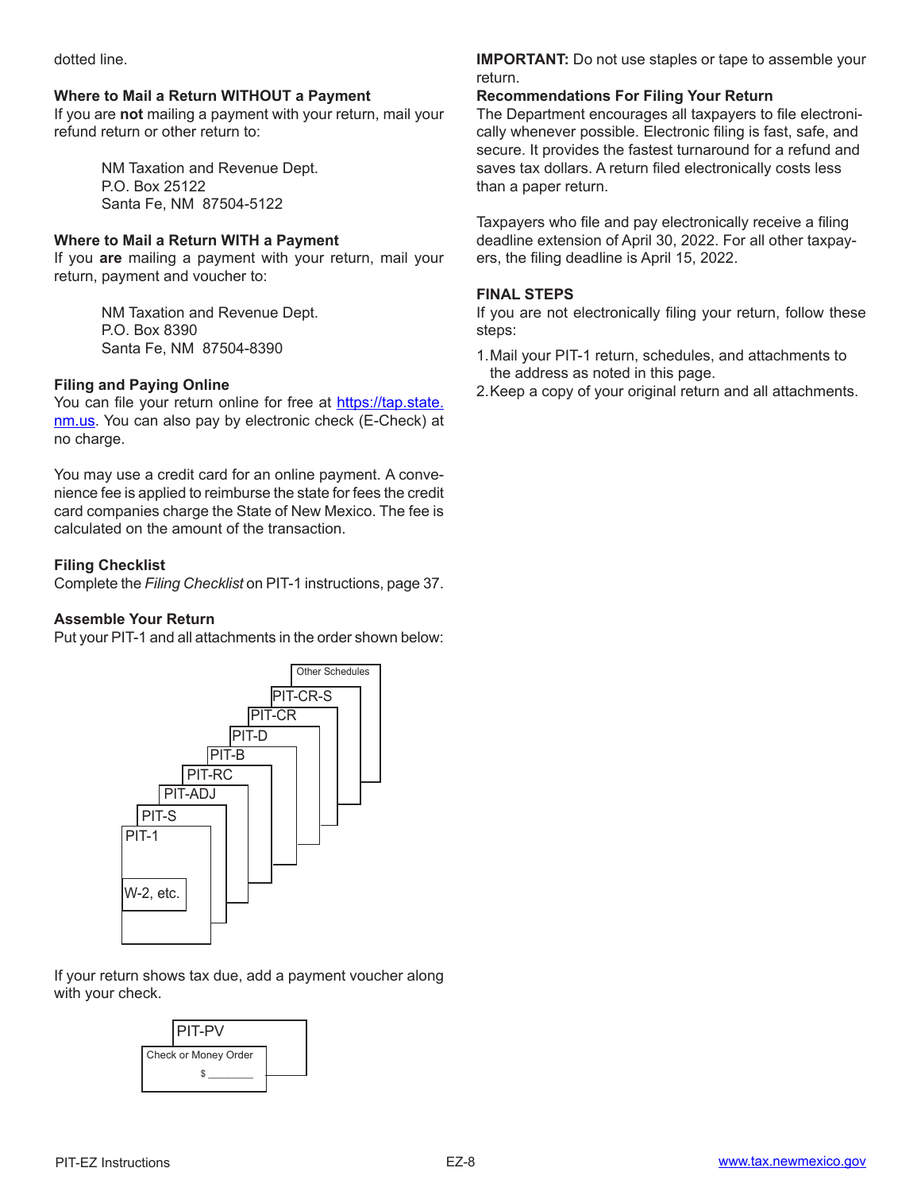dotted line.

### Where to Mail a Return WITHOUT a Payment

If you are **not** mailing a payment with your return, mail your refund return or other return to:

NM Taxation and Revenue Dept.
P.O. Box 25122
Santa Fe, NM 87504-5122

### Where to Mail a Return WITH a Payment

If you **are** mailing a payment with your return, mail your return, payment and voucher to:

NM Taxation and Revenue Dept.
P.O. Box 8390
Santa Fe, NM 87504-8390

### Filing and Paying Online

You can file your return online for free at https://tap.state.nm.us. You can also pay by electronic check (E-Check) at no charge.

You may use a credit card for an online payment. A convenience fee is applied to reimburse the state for fees the credit card companies charge the State of New Mexico. The fee is calculated on the amount of the transaction.

### Filing Checklist

Complete the *Filing Checklist* on PIT-1 instructions, page 37.

### Assemble Your Return

Put your PIT-1 and all attachments in the order shown below:

Other Schedules
PIT-CR-S
PIT-CR
PIT-D
PIT-B
PIT-RC
PIT-ADJ
PIT-S
PIT-1
W-2, etc.

If your return shows tax due, add a payment voucher along with your check.

PIT-PV
Check or Money Order
$ ________

**IMPORTANT:** Do not use staples or tape to assemble your return.

### Recommendations For Filing Your Return

The Department encourages all taxpayers to file electronically whenever possible. Electronic filing is fast, safe, and secure. It provides the fastest turnaround for a refund and saves tax dollars. A return filed electronically costs less than a paper return.

Taxpayers who file and pay electronically receive a filing deadline extension of April 30, 2022. For all other taxpayers, the filing deadline is April 15, 2022.

### FINAL STEPS

If you are not electronically filing your return, follow these steps:

1. Mail your PIT-1 return, schedules, and attachments to the address as noted in this page.
2. Keep a copy of your original return and all attachments.